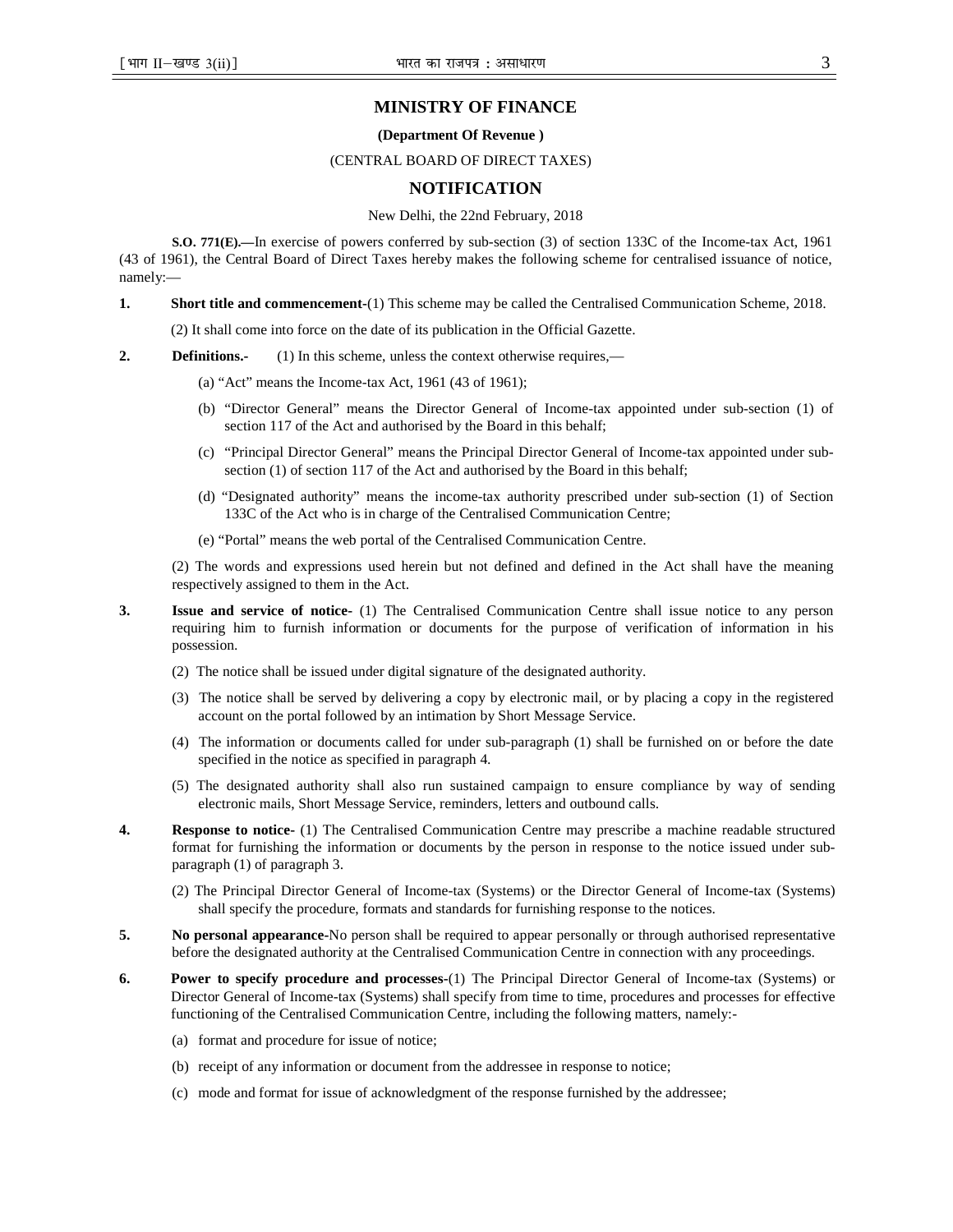## MINISTRY OF FINANCE

**(Department Of Revenue )**

(CENTRAL BOARD OF DIRECT TAXES)

## NOTIFICATION

New Delhi, the 22nd February, 2018

**S.O. 771(E).—**In exercise of powers conferred by sub-section (3) of section 133C of the Income-tax Act, 1961 (43 of 1961), the Central Board of Direct Taxes hereby makes the following scheme for centralised issuance of notice, namely:—

**1. Short title and commencement**-(1) This scheme may be called the Centralised Communication Scheme, 2018.

(2) It shall come into force on the date of its publication in the Official Gazette.

**2. Definitions.-** (1) In this scheme, unless the context otherwise requires,—

(a) "Act" means the Income-tax Act, 1961 (43 of 1961);

(b) "Director General" means the Director General of Income-tax appointed under sub-section (1) of section 117 of the Act and authorised by the Board in this behalf;

(c) "Principal Director General" means the Principal Director General of Income-tax appointed under sub-section (1) of section 117 of the Act and authorised by the Board in this behalf;

(d) "Designated authority" means the income-tax authority prescribed under sub-section (1) of Section 133C of the Act who is in charge of the Centralised Communication Centre;

(e) "Portal" means the web portal of the Centralised Communication Centre.

(2) The words and expressions used herein but not defined and defined in the Act shall have the meaning respectively assigned to them in the Act.

**3. Issue and service of notice-** (1) The Centralised Communication Centre shall issue notice to any person requiring him to furnish information or documents for the purpose of verification of information in his possession.

(2) The notice shall be issued under digital signature of the designated authority.

(3) The notice shall be served by delivering a copy by electronic mail, or by placing a copy in the registered account on the portal followed by an intimation by Short Message Service.

(4) The information or documents called for under sub-paragraph (1) shall be furnished on or before the date specified in the notice as specified in paragraph 4.

(5) The designated authority shall also run sustained campaign to ensure compliance by way of sending electronic mails, Short Message Service, reminders, letters and outbound calls.

**4. Response to notice-** (1) The Centralised Communication Centre may prescribe a machine readable structured format for furnishing the information or documents by the person in response to the notice issued under sub-paragraph (1) of paragraph 3.

(2) The Principal Director General of Income-tax (Systems) or the Director General of Income-tax (Systems) shall specify the procedure, formats and standards for furnishing response to the notices.

**5. No personal appearance-**No person shall be required to appear personally or through authorised representative before the designated authority at the Centralised Communication Centre in connection with any proceedings.

**6. Power to specify procedure and processes-**(1) The Principal Director General of Income-tax (Systems) or Director General of Income-tax (Systems) shall specify from time to time, procedures and processes for effective functioning of the Centralised Communication Centre, including the following matters, namely:-

(a) format and procedure for issue of notice;

(b) receipt of any information or document from the addressee in response to notice;

(c) mode and format for issue of acknowledgment of the response furnished by the addressee;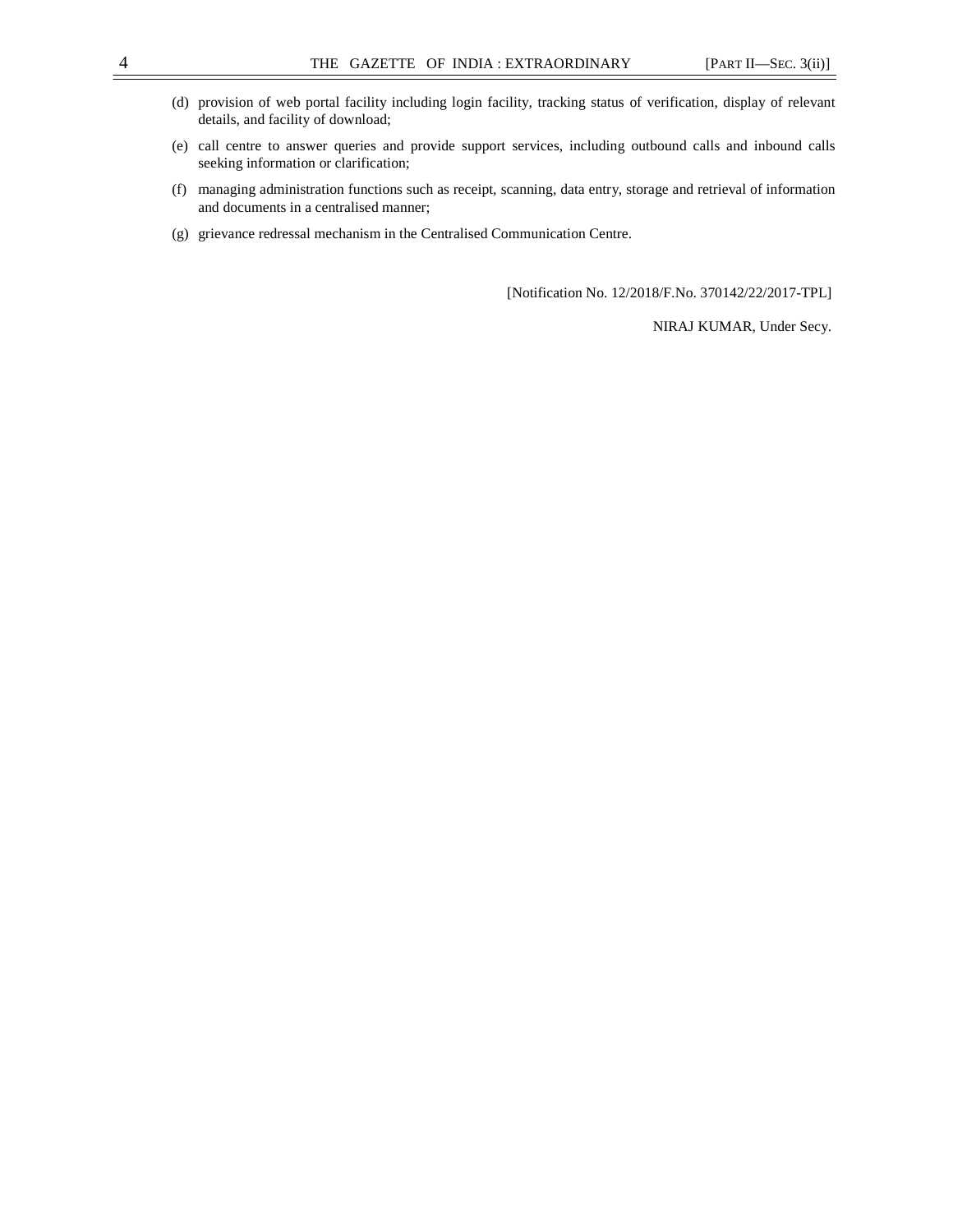(d) provision of web portal facility including login facility, tracking status of verification, display of relevant details, and facility of download;

(e) call centre to answer queries and provide support services, including outbound calls and inbound calls seeking information or clarification;

(f) managing administration functions such as receipt, scanning, data entry, storage and retrieval of information and documents in a centralised manner;

(g) grievance redressal mechanism in the Centralised Communication Centre.

[Notification No. 12/2018/F.No. 370142/22/2017-TPL]

NIRAJ KUMAR, Under Secy.